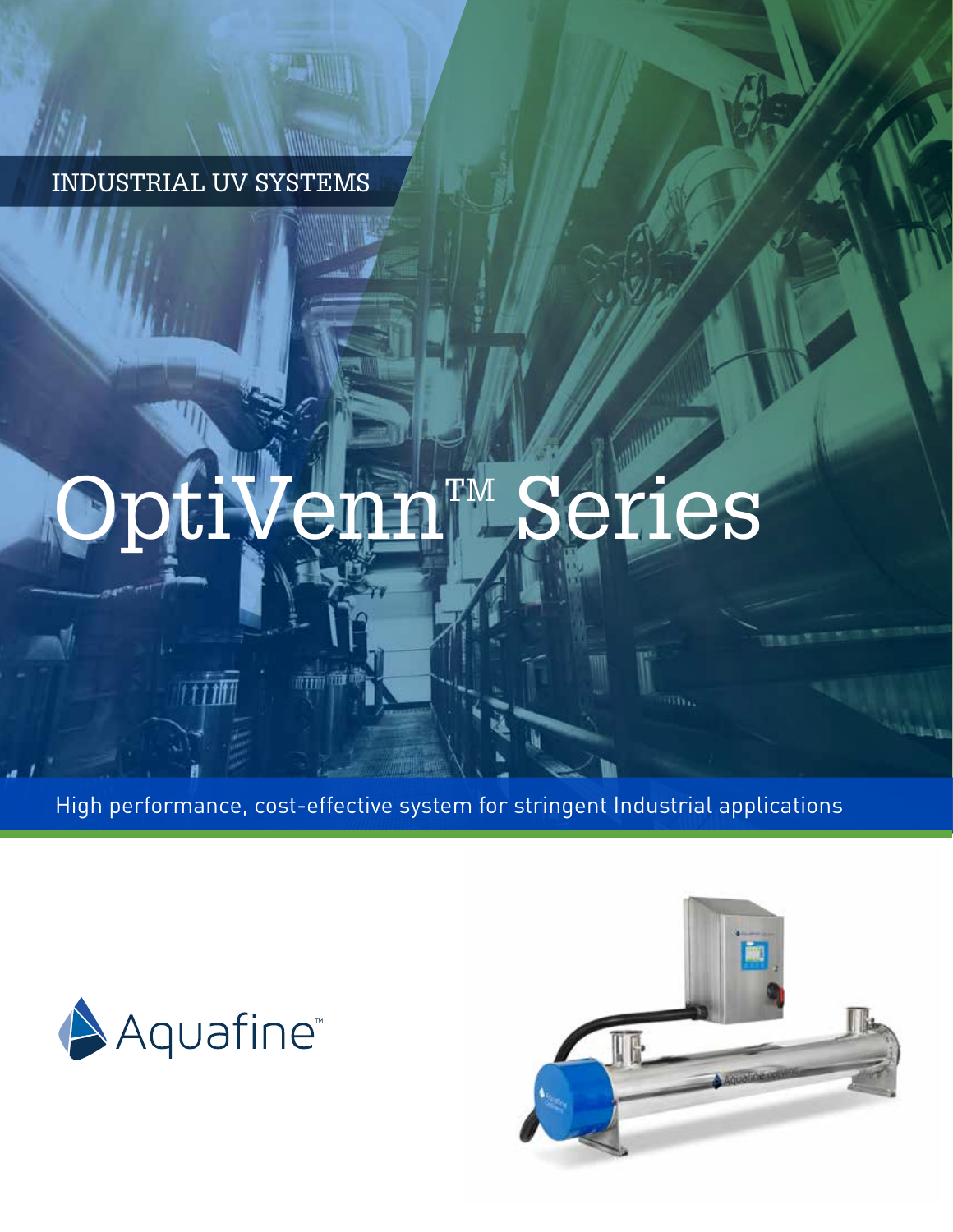INDUSTRIAL UV SYSTEMS

# OptiVenn™ Series

High performance, cost-effective system for stringent Industrial applications

Aquafine™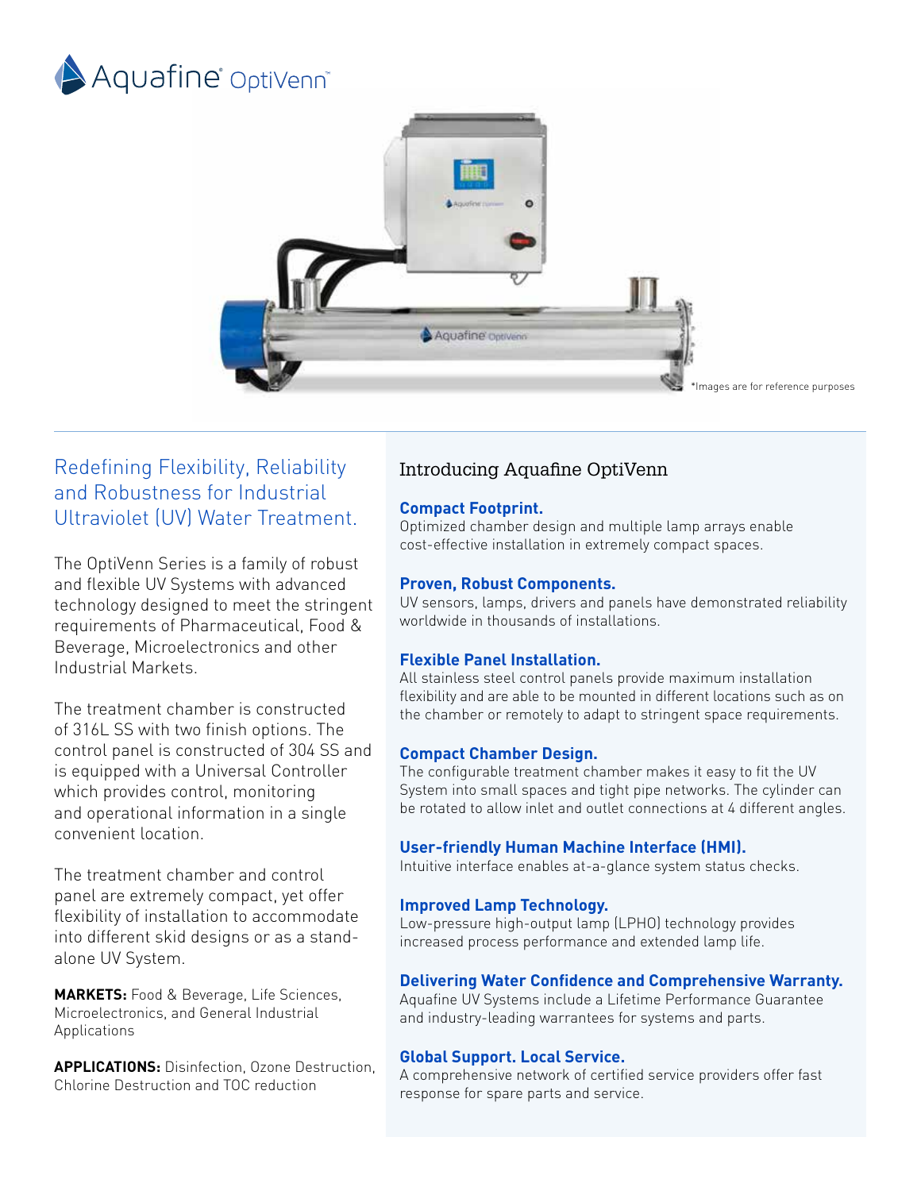# Aquafine® OptiVenn™

*Images are for reference purposes

## Redefining Flexibility, Reliability and Robustness for Industrial Ultraviolet (UV) Water Treatment.

The OptiVenn Series is a family of robust and flexible UV Systems with advanced technology designed to meet the stringent requirements of Pharmaceutical, Food & Beverage, Microelectronics and other Industrial Markets.

The treatment chamber is constructed of 316L SS with two finish options. The control panel is constructed of 304 SS and is equipped with a Universal Controller which provides control, monitoring and operational information in a single convenient location.

The treatment chamber and control panel are extremely compact, yet offer flexibility of installation to accommodate into different skid designs or as a stand-alone UV System.

**MARKETS:** Food & Beverage, Life Sciences, Microelectronics, and General Industrial Applications

**APPLICATIONS:** Disinfection, Ozone Destruction, Chlorine Destruction and TOC reduction

## Introducing Aquafine OptiVenn

**Compact Footprint.**
Optimized chamber design and multiple lamp arrays enable cost-effective installation in extremely compact spaces.

**Proven, Robust Components.**
UV sensors, lamps, drivers and panels have demonstrated reliability worldwide in thousands of installations.

**Flexible Panel Installation.**
All stainless steel control panels provide maximum installation flexibility and are able to be mounted in different locations such as on the chamber or remotely to adapt to stringent space requirements.

**Compact Chamber Design.**
The configurable treatment chamber makes it easy to fit the UV System into small spaces and tight pipe networks. The cylinder can be rotated to allow inlet and outlet connections at 4 different angles.

**User-friendly Human Machine Interface (HMI).**
Intuitive interface enables at-a-glance system status checks.

**Improved Lamp Technology.**
Low-pressure high-output lamp (LPHO) technology provides increased process performance and extended lamp life.

**Delivering Water Confidence and Comprehensive Warranty.**
Aquafine UV Systems include a Lifetime Performance Guarantee and industry-leading warrantees for systems and parts.

**Global Support. Local Service.**
A comprehensive network of certified service providers offer fast response for spare parts and service.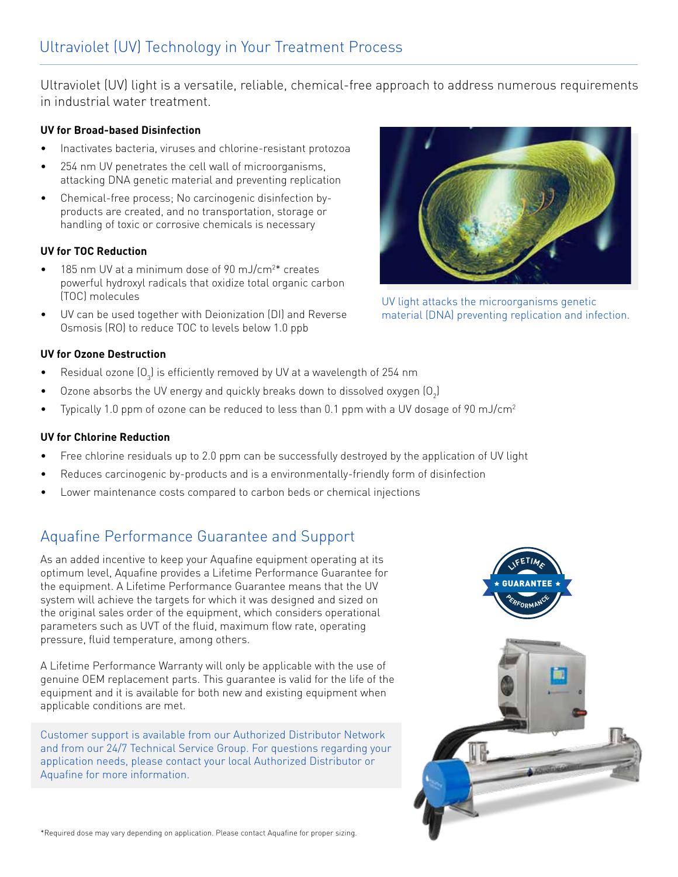## Ultraviolet (UV) Technology in Your Treatment Process

Ultraviolet (UV) light is a versatile, reliable, chemical-free approach to address numerous requirements in industrial water treatment.

**UV for Broad-based Disinfection**

- Inactivates bacteria, viruses and chlorine-resistant protozoa
- 254 nm UV penetrates the cell wall of microorganisms, attacking DNA genetic material and preventing replication
- Chemical-free process; No carcinogenic disinfection by-products are created, and no transportation, storage or handling of toxic or corrosive chemicals is necessary

**UV for TOC Reduction**

- 185 nm UV at a minimum dose of 90 $mJ/cm^2$* creates powerful hydroxyl radicals that oxidize total organic carbon (TOC) molecules
- UV can be used together with Deionization (DI) and Reverse Osmosis (RO) to reduce TOC to levels below 1.0 ppb

UV light attacks the microorganisms genetic material (DNA) preventing replication and infection.

**UV for Ozone Destruction**

- Residual ozone ($O_3$) is efficiently removed by UV at a wavelength of 254 nm
- Ozone absorbs the UV energy and quickly breaks down to dissolved oxygen ($O_2$)
- Typically 1.0 ppm of ozone can be reduced to less than 0.1 ppm with a UV dosage of 90 $mJ/cm^2$

**UV for Chlorine Reduction**

- Free chlorine residuals up to 2.0 ppm can be successfully destroyed by the application of UV light
- Reduces carcinogenic by-products and is a environmentally-friendly form of disinfection
- Lower maintenance costs compared to carbon beds or chemical injections

## Aquafine Performance Guarantee and Support

As an added incentive to keep your Aquafine equipment operating at its optimum level, Aquafine provides a Lifetime Performance Guarantee for the equipment. A Lifetime Performance Guarantee means that the UV system will achieve the targets for which it was designed and sized on the original sales order of the equipment, which considers operational parameters such as UVT of the fluid, maximum flow rate, operating pressure, fluid temperature, among others.

A Lifetime Performance Warranty will only be applicable with the use of genuine OEM replacement parts. This guarantee is valid for the life of the equipment and it is available for both new and existing equipment when applicable conditions are met.

Customer support is available from our Authorized Distributor Network and from our 24/7 Technical Service Group. For questions regarding your application needs, please contact your local Authorized Distributor or Aquafine for more information.

*Required dose may vary depending on application. Please contact Aquafine for proper sizing.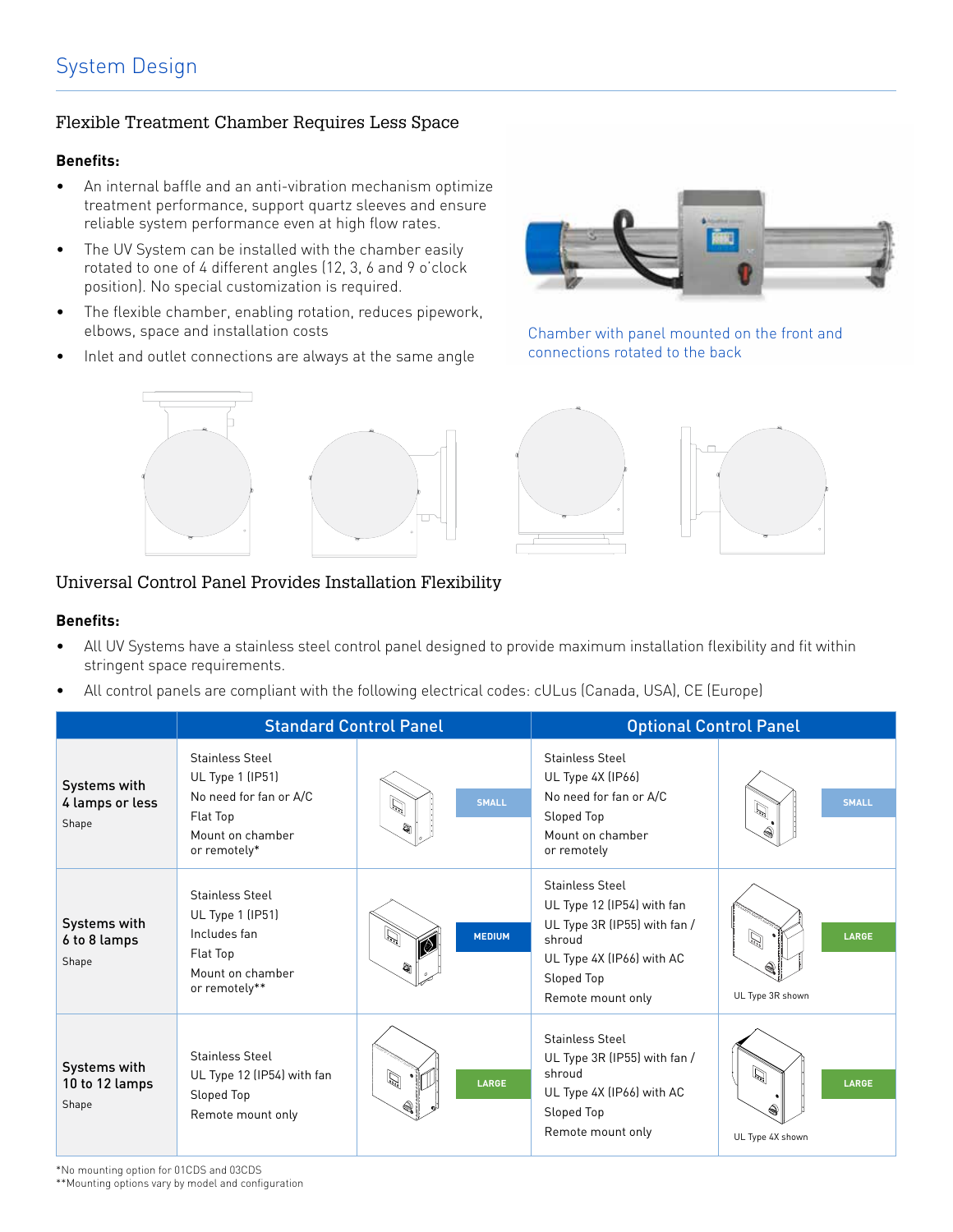# System Design

## Flexible Treatment Chamber Requires Less Space

**Benefits:**

- An internal baffle and an anti-vibration mechanism optimize treatment performance, support quartz sleeves and ensure reliable system performance even at high flow rates.
- The UV System can be installed with the chamber easily rotated to one of 4 different angles (12, 3, 6 and 9 o'clock position). No special customization is required.
- The flexible chamber, enabling rotation, reduces pipework, elbows, space and installation costs
- Inlet and outlet connections are always at the same angle

Chamber with panel mounted on the front and connections rotated to the back

## Universal Control Panel Provides Installation Flexibility

**Benefits:**

- All UV Systems have a stainless steel control panel designed to provide maximum installation flexibility and fit within stringent space requirements.
- All control panels are compliant with the following electrical codes: cULus (Canada, USA), CE (Europe)

| | Standard Control Panel | | Optional Control Panel | |
|---|---|---|---|---|
| **Systems with 4 lamps or less** Shape | Stainless Steel<br>UL Type 1 (IP51)<br>No need for fan or A/C<br>Flat Top<br>Mount on chamber or remotely* | SMALL | Stainless Steel<br>UL Type 4X (IP66)<br>No need for fan or A/C<br>Sloped Top<br>Mount on chamber or remotely | SMALL |
| **Systems with 6 to 8 lamps** Shape | Stainless Steel<br>UL Type 1 (IP51)<br>Includes fan<br>Flat Top<br>Mount on chamber or remotely** | MEDIUM | Stainless Steel<br>UL Type 12 (IP54) with fan<br>UL Type 3R (IP55) with fan / shroud<br>UL Type 4X (IP66) with AC<br>Sloped Top<br>Remote mount only | LARGE<br>UL Type 3R shown |
| **Systems with 10 to 12 lamps** Shape | Stainless Steel<br>UL Type 12 (IP54) with fan<br>Sloped Top<br>Remote mount only | LARGE | Stainless Steel<br>UL Type 3R (IP55) with fan / shroud<br>UL Type 4X (IP66) with AC<br>Sloped Top<br>Remote mount only | LARGE<br>UL Type 4X shown |

*No mounting option for 01CDS and 03CDS
**Mounting options vary by model and configuration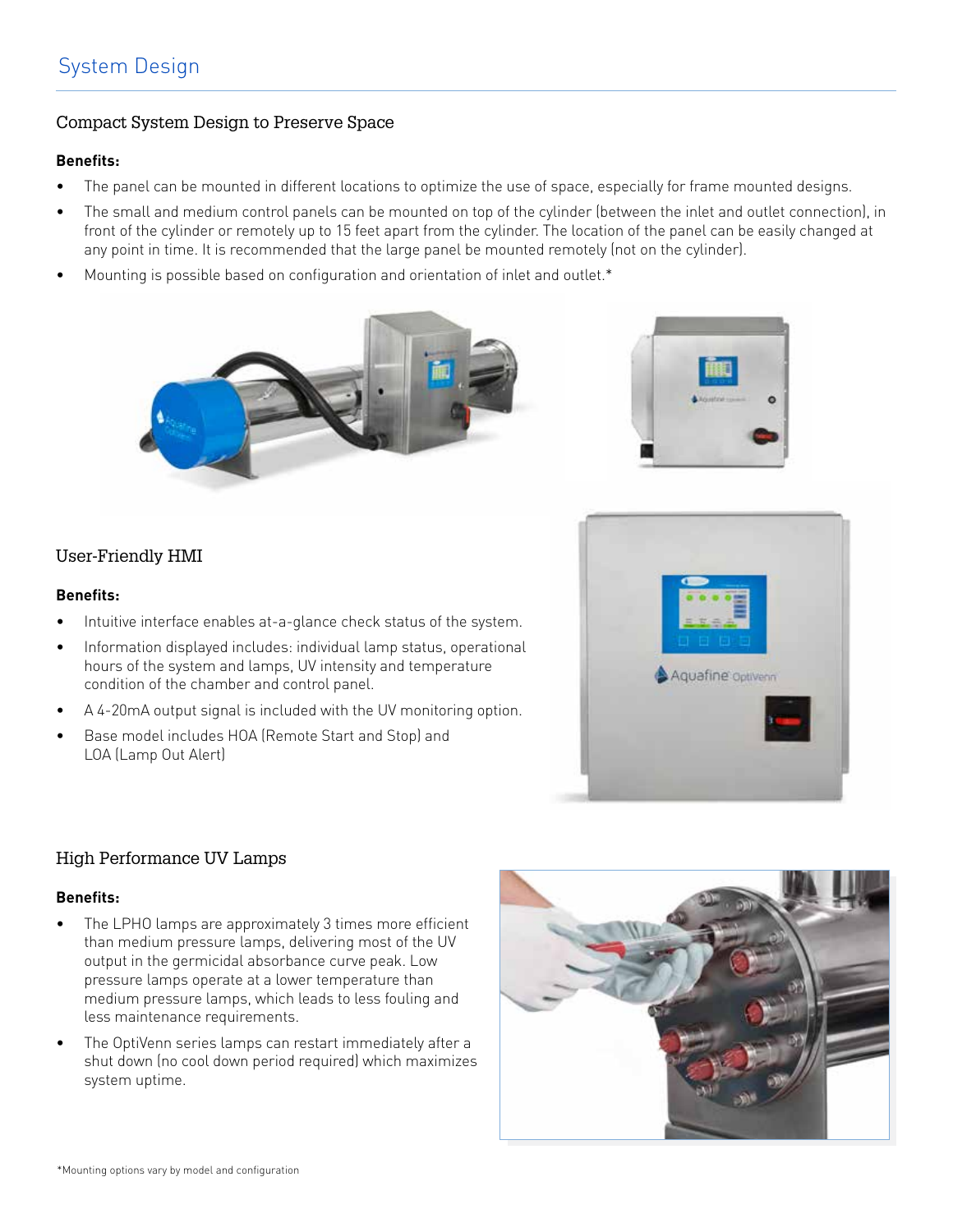# System Design

## Compact System Design to Preserve Space

**Benefits:**

- The panel can be mounted in different locations to optimize the use of space, especially for frame mounted designs.
- The small and medium control panels can be mounted on top of the cylinder (between the inlet and outlet connection), in front of the cylinder or remotely up to 15 feet apart from the cylinder. The location of the panel can be easily changed at any point in time. It is recommended that the large panel be mounted remotely (not on the cylinder).
- Mounting is possible based on configuration and orientation of inlet and outlet.*

## User-Friendly HMI

**Benefits:**

- Intuitive interface enables at-a-glance check status of the system.
- Information displayed includes: individual lamp status, operational hours of the system and lamps, UV intensity and temperature condition of the chamber and control panel.
- A 4-20mA output signal is included with the UV monitoring option.
- Base model includes HOA (Remote Start and Stop) and LOA (Lamp Out Alert)

## High Performance UV Lamps

**Benefits:**

- The LPHO lamps are approximately 3 times more efficient than medium pressure lamps, delivering most of the UV output in the germicidal absorbance curve peak. Low pressure lamps operate at a lower temperature than medium pressure lamps, which leads to less fouling and less maintenance requirements.
- The OptiVenn series lamps can restart immediately after a shut down (no cool down period required) which maximizes system uptime.

*Mounting options vary by model and configuration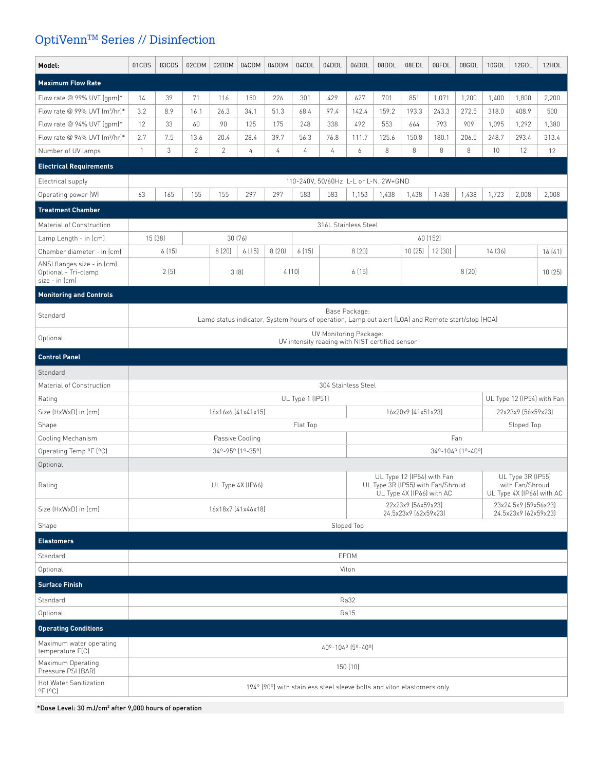# OptiVenn™ Series // Disinfection

| Model: | 01CDS | 03CDS | 02CDM | 02DDM | 04CDM | 04DDM | 04CDL | 04DDL | 06DDL | 08DDL | 08EDL | 08FDL | 08GDL | 10GDL | 12GDL | 12HDL |
|---|---|---|---|---|---|---|---|---|---|---|---|---|---|---|---|---|
| **Maximum Flow Rate** | | | | | | | | | | | | | | | | |
| Flow rate @ 99% UVT (gpm)* | 14 | 39 | 71 | 116 | 150 | 226 | 301 | 429 | 627 | 701 | 851 | 1,071 | 1,200 | 1,400 | 1,800 | 2,200 |
| Flow rate @ 99% UVT ($m^3$/hr)* | 3.2 | 8.9 | 16.1 | 26.3 | 34.1 | 51.3 | 68.4 | 97.4 | 142.4 | 159.2 | 193.3 | 243.3 | 272.5 | 318.0 | 408.9 | 500 |
| Flow rate @ 94% UVT (gpm)* | 12 | 33 | 60 | 90 | 125 | 175 | 248 | 338 | 492 | 553 | 664 | 793 | 909 | 1,095 | 1,292 | 1,380 |
| Flow rate @ 94% UVT ($m^3$/hr)* | 2.7 | 7.5 | 13.6 | 20.4 | 28.4 | 39.7 | 56.3 | 76.8 | 111.7 | 125.6 | 150.8 | 180.1 | 206.5 | 248.7 | 293.4 | 313.4 |
| Number of UV lamps | 1 | 3 | 2 | 2 | 4 | 4 | 4 | 4 | 6 | 8 | 8 | 8 | 8 | 10 | 12 | 12 |
| **Electrical Requirements** | | | | | | | | | | | | | | | | |
| Electrical supply | 110-240V, 50/60Hz, L-L or L-N, 2W+GND | | | | | | | | | | | | | | | |
| Operating power (W) | 63 | 165 | 155 | 155 | 297 | 297 | 583 | 583 | 1,153 | 1,438 | 1,438 | 1,438 | 1,438 | 1,723 | 2,008 | 2,008 |
| **Treatment Chamber** | | | | | | | | | | | | | | | | |
| Material of Construction | 316L Stainless Steel | | | | | | | | | | | | | | | |
| Lamp Length - in (cm) | 15 (38) | | 30 (76) | | | | 60 (152) | | | | | | | | | |
| Chamber diameter - in (cm) | 6 (15) | | | 8 (20) | 6 (15) | 8 (20) | 6 (15) | 8 (20) | | | 10 (25) | 12 (30) | 14 (36) | | | 16 (41) |
| ANSI flanges size - in (cm)<br>Optional - Tri-clamp size - in (cm) | 2 (5) | | | 3 (8) | | 4 (10) | | 6 (15) | | | 8 (20) | | | | | 10 (25) |
| **Monitoring and Controls** | | | | | | | | | | | | | | | | |
| Standard | Base Package:<br>Lamp status indicator, System hours of operation, Lamp out alert (LOA) and Remote start/stop (HOA) | | | | | | | | | | | | | | | |
| Optional | UV Monitoring Package:<br>UV intensity reading with NIST certified sensor | | | | | | | | | | | | | | | |
| **Control Panel** | | | | | | | | | | | | | | | | |
| Standard | | | | | | | | | | | | | | | | |
| Material of Construction | 304 Stainless Steel | | | | | | | | | | | | | | | |
| Rating | UL Type 1 (IP51) | | | | | | | | | | | | | UL Type 12 (IP54) with Fan | | |
| Size (HxWxD) in (cm) | 16x16x6 (41x41x15) | | | | | | | | 16x20x9 (41x51x23) | | | | | 22x23x9 (56x59x23) | | |
| Shape | Flat Top | | | | | | | | | | | | | Sloped Top | | |
| Cooling Mechanism | Passive Cooling | | | | | | | | Fan | | | | | | | |
| Operating Temp ºF (ºC) | 34º-95º (1º-35º) | | | | | | | | 34º-104º (1º-40º) | | | | | | | |
| Optional | | | | | | | | | | | | | | | | |
| Rating | UL Type 4X (IP66) | | | | | | | | UL Type 12 (IP54) with Fan<br>UL Type 3R (IP55) with Fan/Shroud<br>UL Type 4X (IP66) with AC | | | | | UL Type 3R (IP55) with Fan/Shroud<br>UL Type 4X (IP66) with AC | | |
| Size (HxWxD) in (cm) | 16x18x7 (41x46x18) | | | | | | | | 22x23x9 (56x59x23)<br>24.5x23x9 (62x59x23) | | | | | 23x24.5x9 (59x56x23)<br>24.5x23x9 (62x59x23) | | |
| Shape | Sloped Top | | | | | | | | | | | | | | | |
| **Elastomers** | | | | | | | | | | | | | | | | |
| Standard | EPDM | | | | | | | | | | | | | | | |
| Optional | Viton | | | | | | | | | | | | | | | |
| **Surface Finish** | | | | | | | | | | | | | | | | |
| Standard | Ra32 | | | | | | | | | | | | | | | |
| Optional | Ra15 | | | | | | | | | | | | | | | |
| **Operating Conditions** | | | | | | | | | | | | | | | | |
| Maximum water operating temperature F(C) | 40º-104º (5º-40º) | | | | | | | | | | | | | | | |
| Maximum Operating Pressure PSI (BAR) | 150 (10) | | | | | | | | | | | | | | | |
| Hot Water Sanitization ºF (ºC) | 194º (90º) with stainless steel sleeve bolts and viton elastomers only | | | | | | | | | | | | | | | |

**\*Dose Level: 30 mJ/cm² after 9,000 hours of operation**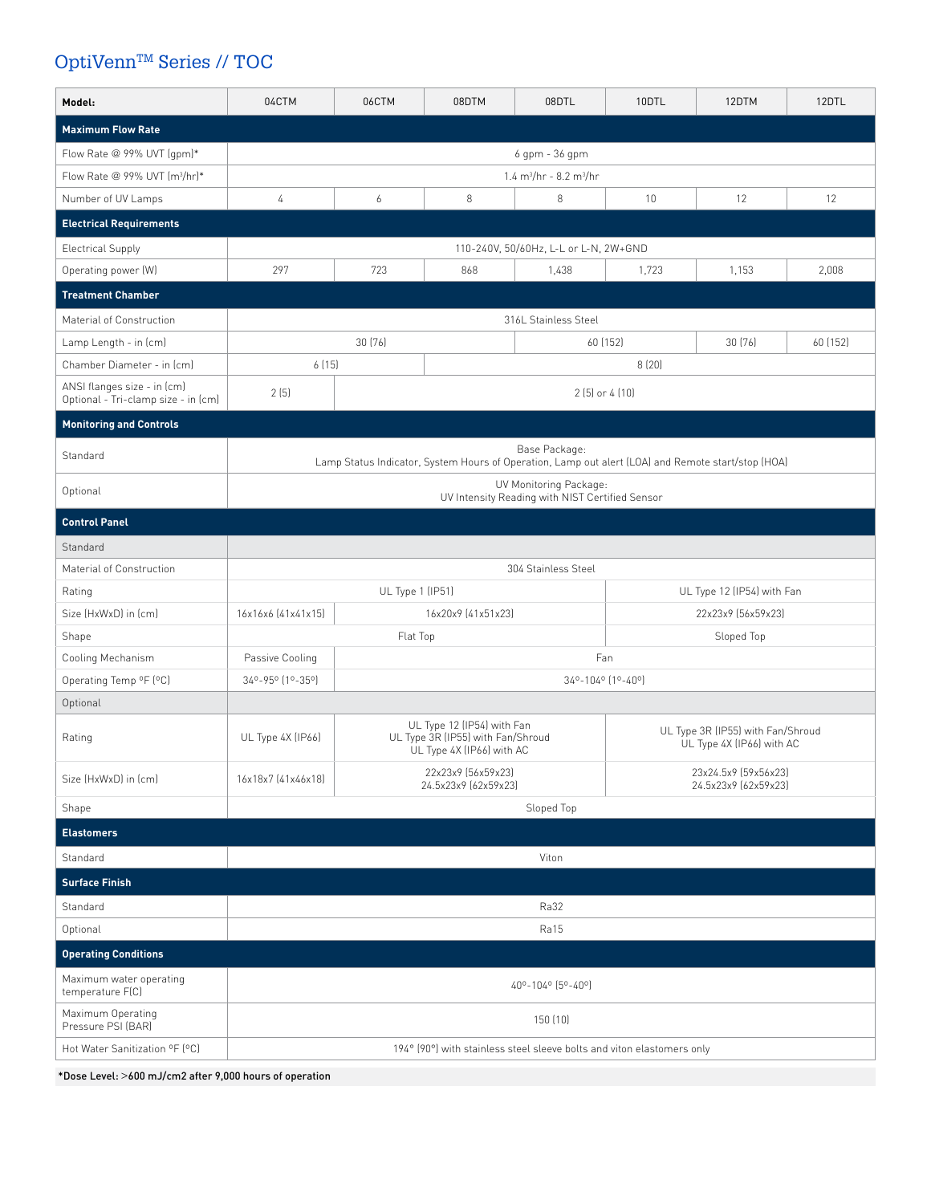# OptiVenn™ Series // TOC

| Model: | 04CTM | 06CTM | 08DTM | 08DTL | 10DTL | 12DTM | 12DTL |
|---|---|---|---|---|---|---|---|
| **Maximum Flow Rate** | | | | | | | |
| Flow Rate @ 99% UVT (gpm)* | 6 gpm - 36 gpm | | | | | | |
| Flow Rate @ 99% UVT ($m^3/hr$)* | 1.4 $m^3/hr$ - 8.2 $m^3/hr$ | | | | | | |
| Number of UV Lamps | 4 | 6 | 8 | 8 | 10 | 12 | 12 |
| **Electrical Requirements** | | | | | | | |
| Electrical Supply | 110-240V, 50/60Hz, L-L or L-N, 2W+GND | | | | | | |
| Operating power (W) | 297 | 723 | 868 | 1,438 | 1,723 | 1,153 | 2,008 |
| **Treatment Chamber** | | | | | | | |
| Material of Construction | 316L Stainless Steel | | | | | | |
| Lamp Length - in (cm) | 30 (76) | | | 60 (152) | | 30 (76) | 60 (152) |
| Chamber Diameter - in (cm) | 6 (15) | | 8 (20) | | | | |
| ANSI flanges size - in (cm) Optional - Tri-clamp size - in (cm) | 2 (5) | 2 (5) or 4 (10) | | | | | |
| **Monitoring and Controls** | | | | | | | |
| Standard | Base Package: Lamp Status Indicator, System Hours of Operation, Lamp out alert (LOA) and Remote start/stop (HOA) | | | | | | |
| Optional | UV Monitoring Package: UV Intensity Reading with NIST Certified Sensor | | | | | | |
| **Control Panel** | | | | | | | |
| Standard | | | | | | | |
| Material of Construction | 304 Stainless Steel | | | | | | |
| Rating | UL Type 1 (IP51) | | | | UL Type 12 (IP54) with Fan | | |
| Size (HxWxD) in (cm) | 16x16x6 (41x41x15) | 16x20x9 (41x51x23) | | | 22x23x9 (56x59x23) | | |
| Shape | Flat Top | | | | Sloped Top | | |
| Cooling Mechanism | Passive Cooling | Fan | | | | | |
| Operating Temp °F (°C) | 34°-95° (1°-35°) | 34°-104° (1°-40°) | | | | | |
| Optional | | | | | | | |
| Rating | UL Type 4X (IP66) | UL Type 12 (IP54) with Fan UL Type 3R (IP55) with Fan/Shroud UL Type 4X (IP66) with AC | | | UL Type 3R (IP55) with Fan/Shroud UL Type 4X (IP66) with AC | | |
| Size (HxWxD) in (cm) | 16x18x7 (41x46x18) | 22x23x9 (56x59x23) 24.5x23x9 (62x59x23) | | | 23x24.5x9 (59x56x23) 24.5x23x9 (62x59x23) | | |
| Shape | Sloped Top | | | | | | |
| **Elastomers** | | | | | | | |
| Standard | Viton | | | | | | |
| **Surface Finish** | | | | | | | |
| Standard | Ra32 | | | | | | |
| Optional | Ra15 | | | | | | |
| **Operating Conditions** | | | | | | | |
| Maximum water operating temperature F(C) | 40°-104° (5°-40°) | | | | | | |
| Maximum Operating Pressure PSI (BAR) | 150 (10) | | | | | | |
| Hot Water Sanitization °F (°C) | 194° (90°) with stainless steel sleeve bolts and viton elastomers only | | | | | | |

**\*Dose Level: >600 mJ/cm2 after 9,000 hours of operation**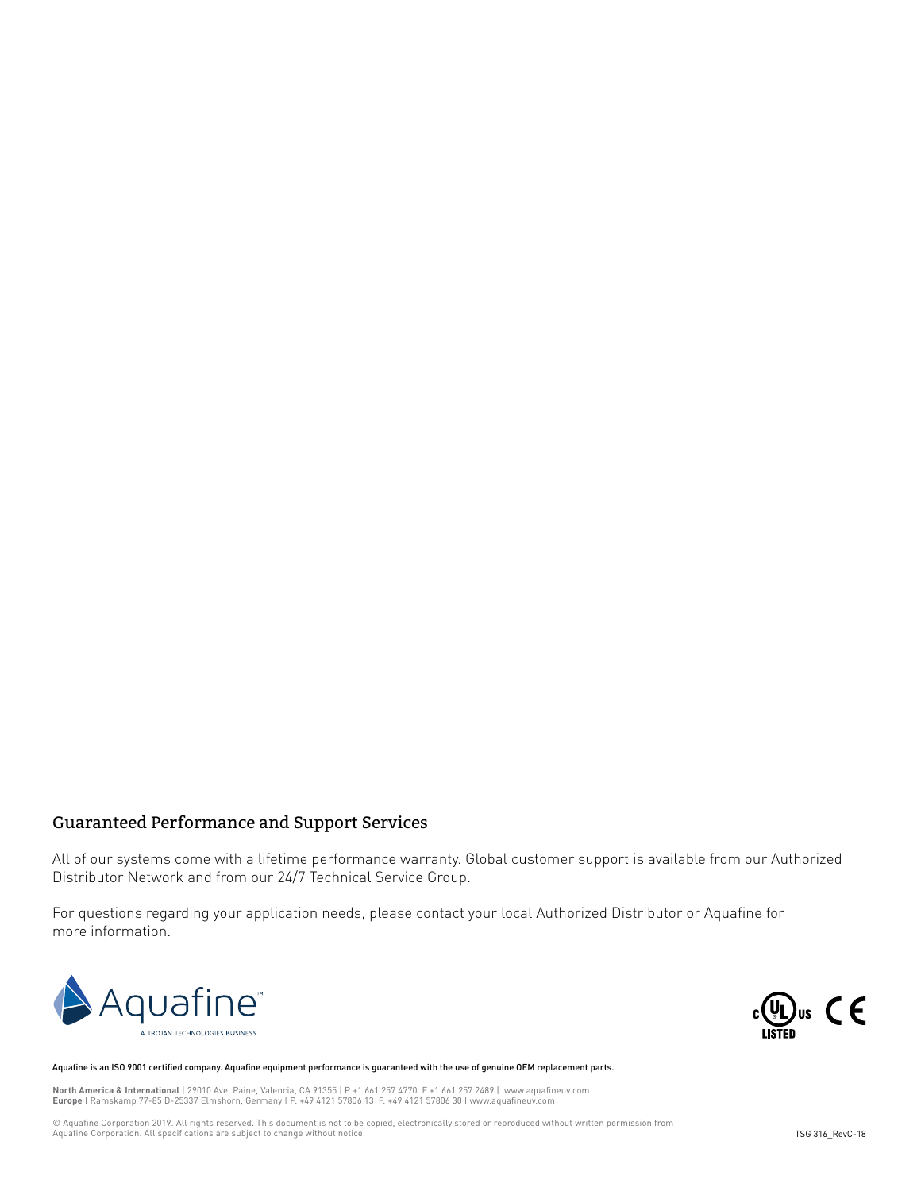## Guaranteed Performance and Support Services

All of our systems come with a lifetime performance warranty. Global customer support is available from our Authorized Distributor Network and from our 24/7 Technical Service Group.

For questions regarding your application needs, please contact your local Authorized Distributor or Aquafine for more information.

Aquafine™

A TROJAN TECHNOLOGIES BUSINESS

Aquafine is an ISO 9001 certified company. Aquafine equipment performance is guaranteed with the use of genuine OEM replacement parts.

**North America & International** | 29010 Ave. Paine, Valencia, CA 91355 | P +1 661 257 4770 F +1 661 257 2489 | www.aquafineuv.com
**Europe** | Ramskamp 77-85 D-25337 Elmshorn, Germany | P. +49 4121 57806 13 F. +49 4121 57806 30 | www.aquafineuv.com

© Aquafine Corporation 2019. All rights reserved. This document is not to be copied, electronically stored or reproduced without written permission from Aquafine Corporation. All specifications are subject to change without notice.

TSG 316_RevC-18